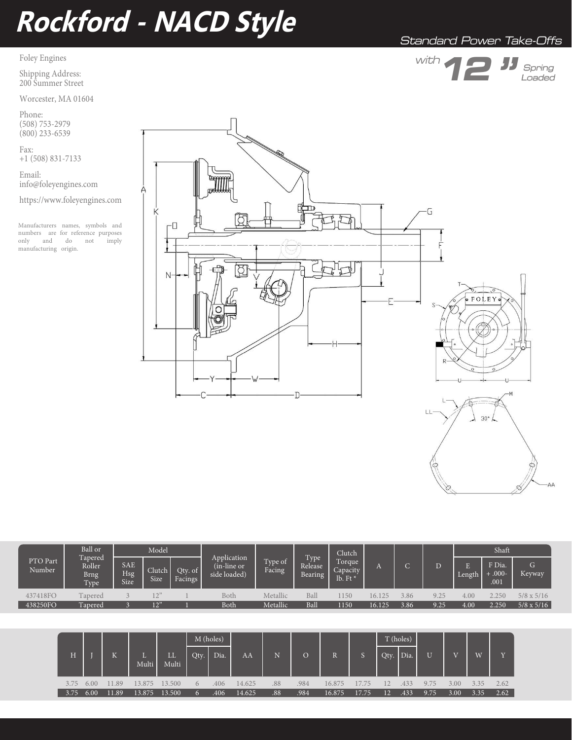# Rockford - NACD Style

Standard Power Take-Offs

with **12"** Spring Loaded

Foley Engines

Shipping Address:
200 Summer Street

Worcester, MA 01604

Phone:
(508) 753-2979
(800) 233-6539

Fax:
+1 (508) 831-7133

Email:
info@foleyengines.com

https://www.foleyengines.com

Manufacturers names, symbols and numbers are for reference purposes only and do not imply manufacturing origin.

| PTO Part Number | Ball or Tapered Roller Brng Type | Model | | | Application (in-line or side loaded) | Type of Facing | Type Release Bearing | Clutch Torque Capacity lb. Ft * | A | C | D | Shaft | | |
|---|---|---|---|---|---|---|---|---|---|---|---|---|---|---|
| | | SAE Hsg Size | Clutch Size | Qty. of Facings | | | | | | | | E Length | F Dia. + .000- .001 | G Keyway |
| 437418FO | Tapered | 3 | 12" | 1 | Both | Metallic | Ball | 1150 | 16.125 | 3.86 | 9.25 | 4.00 | 2.250 | 5/8 x 5/16 |
| 438250FO | Tapered | 3 | 12" | 1 | Both | Metallic | Ball | 1150 | 16.125 | 3.86 | 9.25 | 4.00 | 2.250 | 5/8 x 5/16 |

| H | J | K | L Multi | LL Multi | M (holes) | | AA | N | O | R | S | T (holes) | | U | V | W | Y |
|---|---|---|---|---|---|---|---|---|---|---|---|---|---|---|---|---|---|
| | | | | | Qty. | Dia. | | | | | | Qty. | Dia. | | | | |
| 3.75 | 6.00 | 11.89 | 13.875 | 13.500 | 6 | .406 | 14.625 | .88 | .984 | 16.875 | 17.75 | 12 | .433 | 9.75 | 3.00 | 3.35 | 2.62 |
| 3.75 | 6.00 | 11.89 | 13.875 | 13.500 | 6 | .406 | 14.625 | .88 | .984 | 16.875 | 17.75 | 12 | .433 | 9.75 | 3.00 | 3.35 | 2.62 |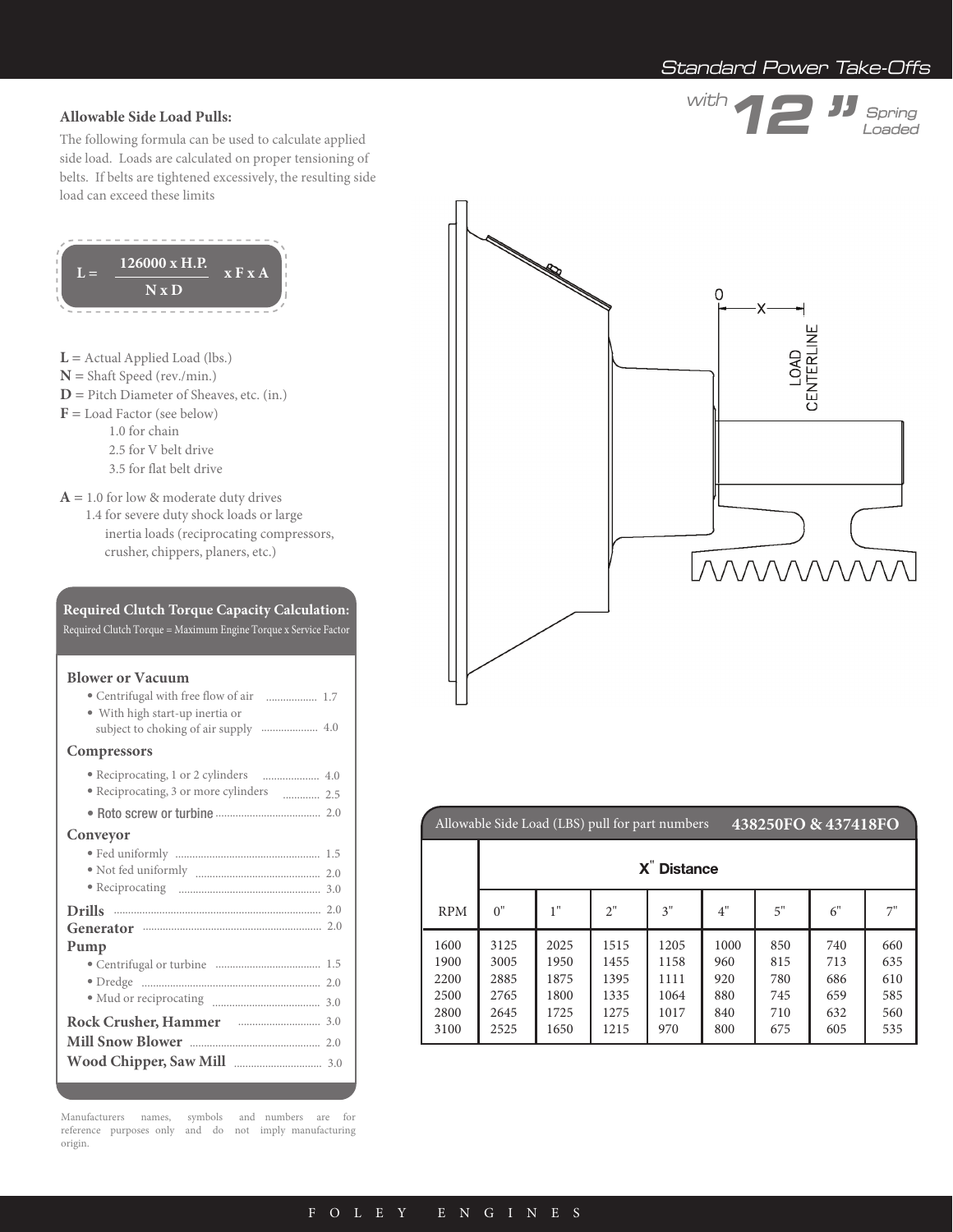## Standard Power Take-Offs

*with 12" Spring Loaded*

### Allowable Side Load Pulls:

The following formula can be used to calculate applied side load. Loads are calculated on proper tensioning of belts. If belts are tightened excessively, the resulting side load can exceed these limits

$$L = \frac{126000 \times H.P.}{N \times D} \times F \times A$$

**L** = Actual Applied Load (lbs.)
**N** = Shaft Speed (rev./min.)
**D** = Pitch Diameter of Sheaves, etc. (in.)
**F** = Load Factor (see below)
- 1.0 for chain
- 2.5 for V belt drive
- 3.5 for flat belt drive

**A** = 1.0 for low & moderate duty drives
1.4 for severe duty shock loads or large inertia loads (reciprocating compressors, crusher, chippers, planers, etc.)

### Required Clutch Torque Capacity Calculation:

Required Clutch Torque = Maximum Engine Torque x Service Factor

**Blower or Vacuum**
- Centrifugal with free flow of air .................. 1.7
- With high start-up inertia or subject to choking of air supply .................... 4.0

**Compressors**
- Reciprocating, 1 or 2 cylinders .................... 4.0
- Reciprocating, 3 or more cylinders ............ 2.5
- Roto screw or turbine ..................................... 2.0

**Conveyor**
- Fed uniformly .................................................. 1.5
- Not fed uniformly ........................................... 2.0
- Reciprocating .................................................. 3.0

**Drills** ......................................................................... 2.0
**Generator** ............................................................... 2.0
**Pump**
- Centrifugal or turbine ..................................... 1.5
- Dredge ............................................................... 2.0
- Mud or reciprocating ...................................... 3.0

**Rock Crusher, Hammer** ............................. 3.0
**Mill Snow Blower** .............................................. 2.0
**Wood Chipper, Saw Mill** ............................... 3.0

Manufacturers names, symbols and numbers are for reference purposes only and do not imply manufacturing origin.

0
X
LOAD CENTERLINE

Allowable Side Load (LBS) pull for part numbers **438250FO & 437418FO**

| | X" Distance | | | | | | | |
|---|---|---|---|---|---|---|---|---|
| RPM | 0" | 1" | 2" | 3" | 4" | 5" | 6" | 7" |
| 1600 | 3125 | 2025 | 1515 | 1205 | 1000 | 850 | 740 | 660 |
| 1900 | 3005 | 1950 | 1455 | 1158 | 960 | 815 | 713 | 635 |
| 2200 | 2885 | 1875 | 1395 | 1111 | 920 | 780 | 686 | 610 |
| 2500 | 2765 | 1800 | 1335 | 1064 | 880 | 745 | 659 | 585 |
| 2800 | 2645 | 1725 | 1275 | 1017 | 840 | 710 | 632 | 560 |
| 3100 | 2525 | 1650 | 1215 | 970 | 800 | 675 | 605 | 535 |